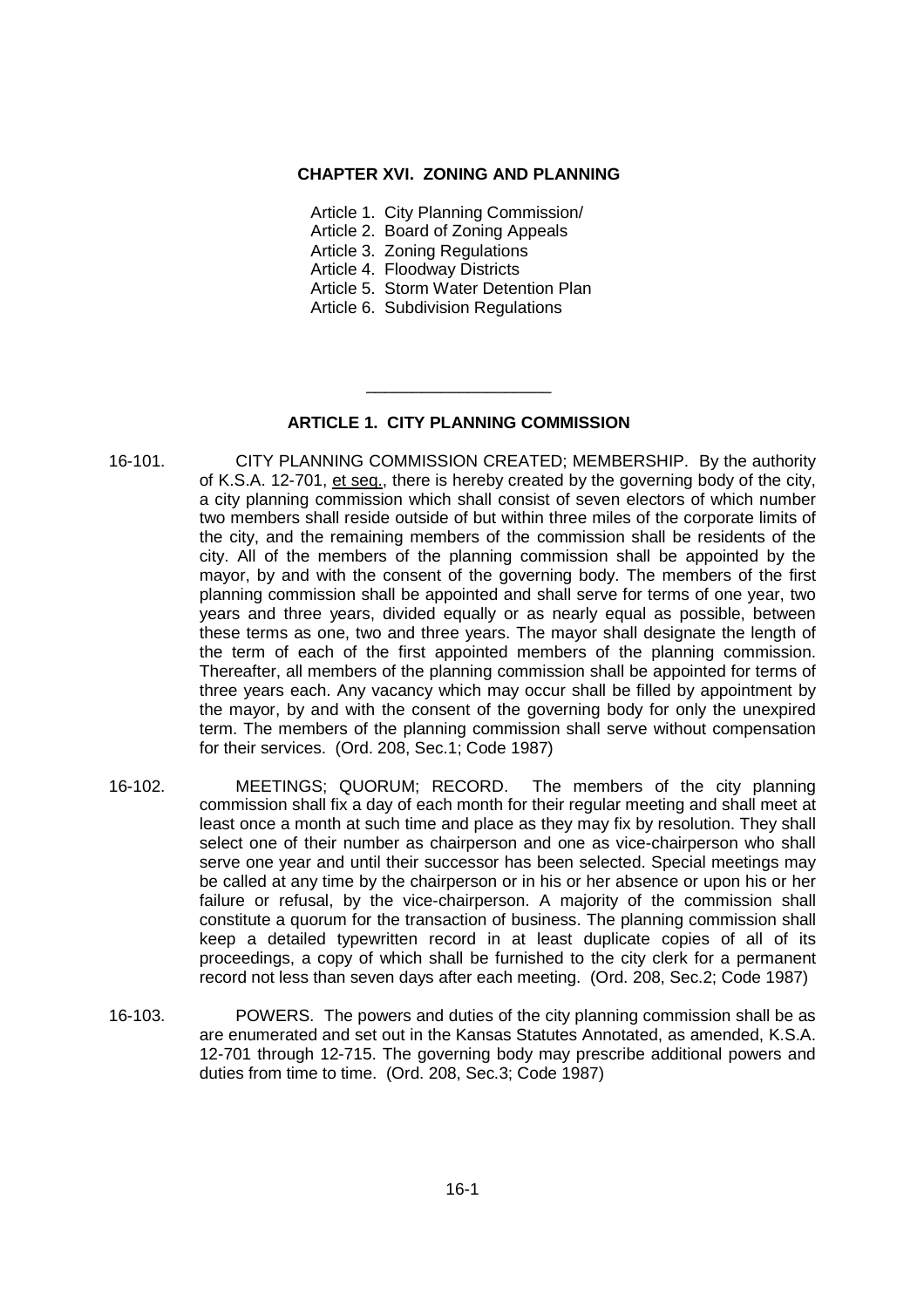# CHAPTER XVI. ZONING AND PLANNING

Article 1. City Planning Commission/
Article 2. Board of Zoning Appeals
Article 3. Zoning Regulations
Article 4. Floodway Districts
Article 5. Storm Water Detention Plan
Article 6. Subdivision Regulations

---

## ARTICLE 1. CITY PLANNING COMMISSION

16-101. CITY PLANNING COMMISSION CREATED; MEMBERSHIP. By the authority of K.S.A. 12-701, et seq., there is hereby created by the governing body of the city, a city planning commission which shall consist of seven electors of which number two members shall reside outside of but within three miles of the corporate limits of the city, and the remaining members of the commission shall be residents of the city. All of the members of the planning commission shall be appointed by the mayor, by and with the consent of the governing body. The members of the first planning commission shall be appointed and shall serve for terms of one year, two years and three years, divided equally or as nearly equal as possible, between these terms as one, two and three years. The mayor shall designate the length of the term of each of the first appointed members of the planning commission. Thereafter, all members of the planning commission shall be appointed for terms of three years each. Any vacancy which may occur shall be filled by appointment by the mayor, by and with the consent of the governing body for only the unexpired term. The members of the planning commission shall serve without compensation for their services. (Ord. 208, Sec.1; Code 1987)

16-102. MEETINGS; QUORUM; RECORD. The members of the city planning commission shall fix a day of each month for their regular meeting and shall meet at least once a month at such time and place as they may fix by resolution. They shall select one of their number as chairperson and one as vice-chairperson who shall serve one year and until their successor has been selected. Special meetings may be called at any time by the chairperson or in his or her absence or upon his or her failure or refusal, by the vice-chairperson. A majority of the commission shall constitute a quorum for the transaction of business. The planning commission shall keep a detailed typewritten record in at least duplicate copies of all of its proceedings, a copy of which shall be furnished to the city clerk for a permanent record not less than seven days after each meeting. (Ord. 208, Sec.2; Code 1987)

16-103. POWERS. The powers and duties of the city planning commission shall be as are enumerated and set out in the Kansas Statutes Annotated, as amended, K.S.A. 12-701 through 12-715. The governing body may prescribe additional powers and duties from time to time. (Ord. 208, Sec.3; Code 1987)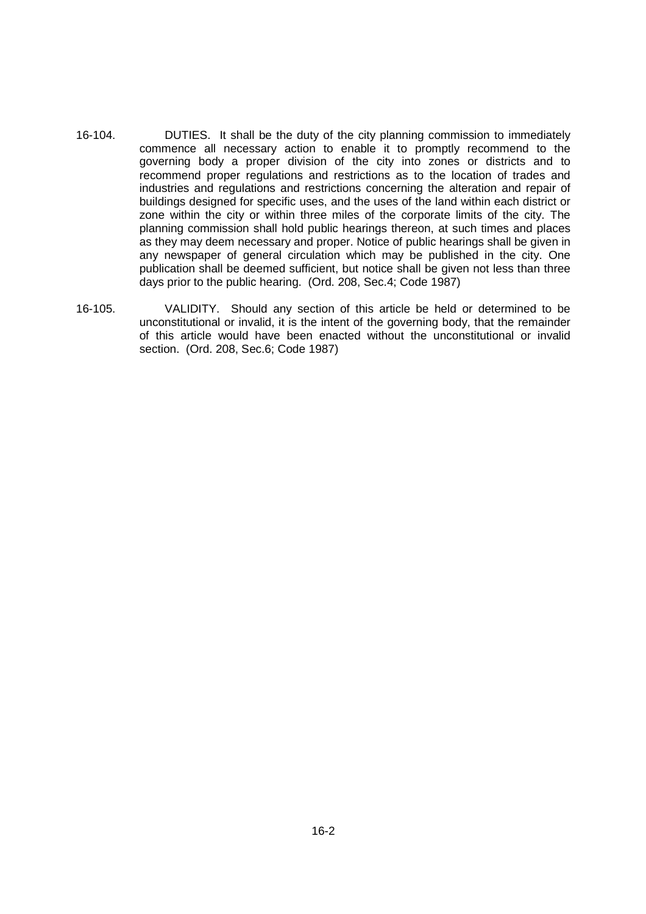16-104. DUTIES. It shall be the duty of the city planning commission to immediately commence all necessary action to enable it to promptly recommend to the governing body a proper division of the city into zones or districts and to recommend proper regulations and restrictions as to the location of trades and industries and regulations and restrictions concerning the alteration and repair of buildings designed for specific uses, and the uses of the land within each district or zone within the city or within three miles of the corporate limits of the city. The planning commission shall hold public hearings thereon, at such times and places as they may deem necessary and proper. Notice of public hearings shall be given in any newspaper of general circulation which may be published in the city. One publication shall be deemed sufficient, but notice shall be given not less than three days prior to the public hearing. (Ord. 208, Sec.4; Code 1987)

16-105. VALIDITY. Should any section of this article be held or determined to be unconstitutional or invalid, it is the intent of the governing body, that the remainder of this article would have been enacted without the unconstitutional or invalid section. (Ord. 208, Sec.6; Code 1987)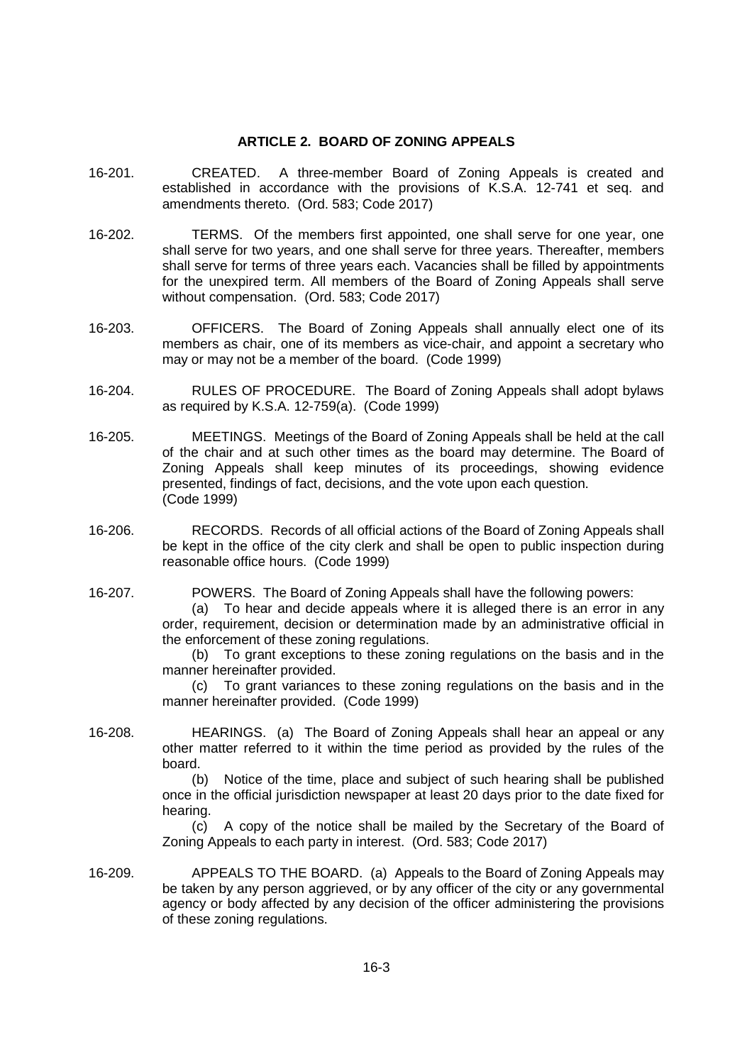## ARTICLE 2. BOARD OF ZONING APPEALS

16-201. CREATED. A three-member Board of Zoning Appeals is created and established in accordance with the provisions of K.S.A. 12-741 et seq. and amendments thereto. (Ord. 583; Code 2017)

16-202. TERMS. Of the members first appointed, one shall serve for one year, one shall serve for two years, and one shall serve for three years. Thereafter, members shall serve for terms of three years each. Vacancies shall be filled by appointments for the unexpired term. All members of the Board of Zoning Appeals shall serve without compensation. (Ord. 583; Code 2017)

16-203. OFFICERS. The Board of Zoning Appeals shall annually elect one of its members as chair, one of its members as vice-chair, and appoint a secretary who may or may not be a member of the board. (Code 1999)

16-204. RULES OF PROCEDURE. The Board of Zoning Appeals shall adopt bylaws as required by K.S.A. 12-759(a). (Code 1999)

16-205. MEETINGS. Meetings of the Board of Zoning Appeals shall be held at the call of the chair and at such other times as the board may determine. The Board of Zoning Appeals shall keep minutes of its proceedings, showing evidence presented, findings of fact, decisions, and the vote upon each question. (Code 1999)

16-206. RECORDS. Records of all official actions of the Board of Zoning Appeals shall be kept in the office of the city clerk and shall be open to public inspection during reasonable office hours. (Code 1999)

16-207. POWERS. The Board of Zoning Appeals shall have the following powers:

(a) To hear and decide appeals where it is alleged there is an error in any order, requirement, decision or determination made by an administrative official in the enforcement of these zoning regulations.

(b) To grant exceptions to these zoning regulations on the basis and in the manner hereinafter provided.

(c) To grant variances to these zoning regulations on the basis and in the manner hereinafter provided. (Code 1999)

16-208. HEARINGS. (a) The Board of Zoning Appeals shall hear an appeal or any other matter referred to it within the time period as provided by the rules of the board.

(b) Notice of the time, place and subject of such hearing shall be published once in the official jurisdiction newspaper at least 20 days prior to the date fixed for hearing.

(c) A copy of the notice shall be mailed by the Secretary of the Board of Zoning Appeals to each party in interest. (Ord. 583; Code 2017)

16-209. APPEALS TO THE BOARD. (a) Appeals to the Board of Zoning Appeals may be taken by any person aggrieved, or by any officer of the city or any governmental agency or body affected by any decision of the officer administering the provisions of these zoning regulations.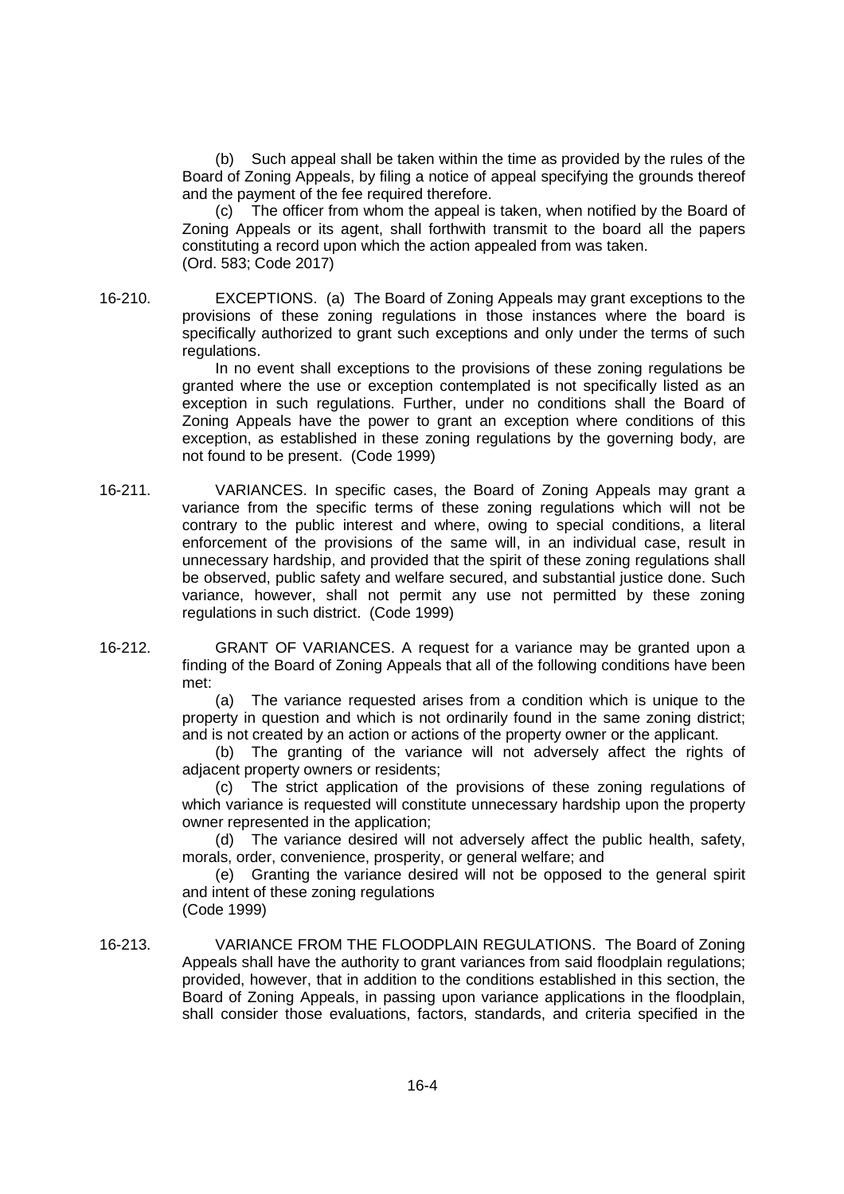(b) Such appeal shall be taken within the time as provided by the rules of the Board of Zoning Appeals, by filing a notice of appeal specifying the grounds thereof and the payment of the fee required therefore.

(c) The officer from whom the appeal is taken, when notified by the Board of Zoning Appeals or its agent, shall forthwith transmit to the board all the papers constituting a record upon which the action appealed from was taken.
(Ord. 583; Code 2017)

16-210. EXCEPTIONS. (a) The Board of Zoning Appeals may grant exceptions to the provisions of these zoning regulations in those instances where the board is specifically authorized to grant such exceptions and only under the terms of such regulations.

In no event shall exceptions to the provisions of these zoning regulations be granted where the use or exception contemplated is not specifically listed as an exception in such regulations. Further, under no conditions shall the Board of Zoning Appeals have the power to grant an exception where conditions of this exception, as established in these zoning regulations by the governing body, are not found to be present. (Code 1999)

16-211. VARIANCES. In specific cases, the Board of Zoning Appeals may grant a variance from the specific terms of these zoning regulations which will not be contrary to the public interest and where, owing to special conditions, a literal enforcement of the provisions of the same will, in an individual case, result in unnecessary hardship, and provided that the spirit of these zoning regulations shall be observed, public safety and welfare secured, and substantial justice done. Such variance, however, shall not permit any use not permitted by these zoning regulations in such district. (Code 1999)

16-212. GRANT OF VARIANCES. A request for a variance may be granted upon a finding of the Board of Zoning Appeals that all of the following conditions have been met:

(a) The variance requested arises from a condition which is unique to the property in question and which is not ordinarily found in the same zoning district; and is not created by an action or actions of the property owner or the applicant.

(b) The granting of the variance will not adversely affect the rights of adjacent property owners or residents;

(c) The strict application of the provisions of these zoning regulations of which variance is requested will constitute unnecessary hardship upon the property owner represented in the application;

(d) The variance desired will not adversely affect the public health, safety, morals, order, convenience, prosperity, or general welfare; and

(e) Granting the variance desired will not be opposed to the general spirit and intent of these zoning regulations
(Code 1999)

16-213. VARIANCE FROM THE FLOODPLAIN REGULATIONS. The Board of Zoning Appeals shall have the authority to grant variances from said floodplain regulations; provided, however, that in addition to the conditions established in this section, the Board of Zoning Appeals, in passing upon variance applications in the floodplain, shall consider those evaluations, factors, standards, and criteria specified in the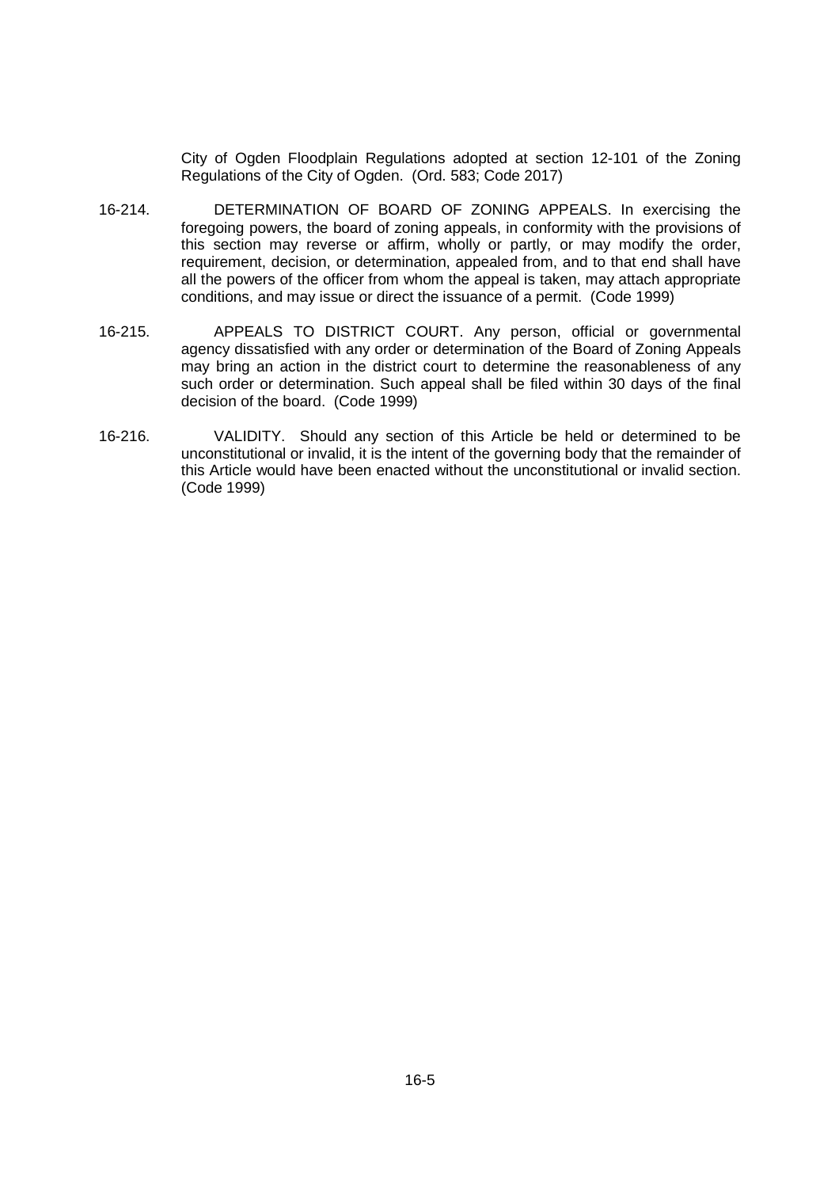City of Ogden Floodplain Regulations adopted at section 12-101 of the Zoning Regulations of the City of Ogden. (Ord. 583; Code 2017)

16-214. DETERMINATION OF BOARD OF ZONING APPEALS. In exercising the foregoing powers, the board of zoning appeals, in conformity with the provisions of this section may reverse or affirm, wholly or partly, or may modify the order, requirement, decision, or determination, appealed from, and to that end shall have all the powers of the officer from whom the appeal is taken, may attach appropriate conditions, and may issue or direct the issuance of a permit. (Code 1999)

16-215. APPEALS TO DISTRICT COURT. Any person, official or governmental agency dissatisfied with any order or determination of the Board of Zoning Appeals may bring an action in the district court to determine the reasonableness of any such order or determination. Such appeal shall be filed within 30 days of the final decision of the board. (Code 1999)

16-216. VALIDITY. Should any section of this Article be held or determined to be unconstitutional or invalid, it is the intent of the governing body that the remainder of this Article would have been enacted without the unconstitutional or invalid section. (Code 1999)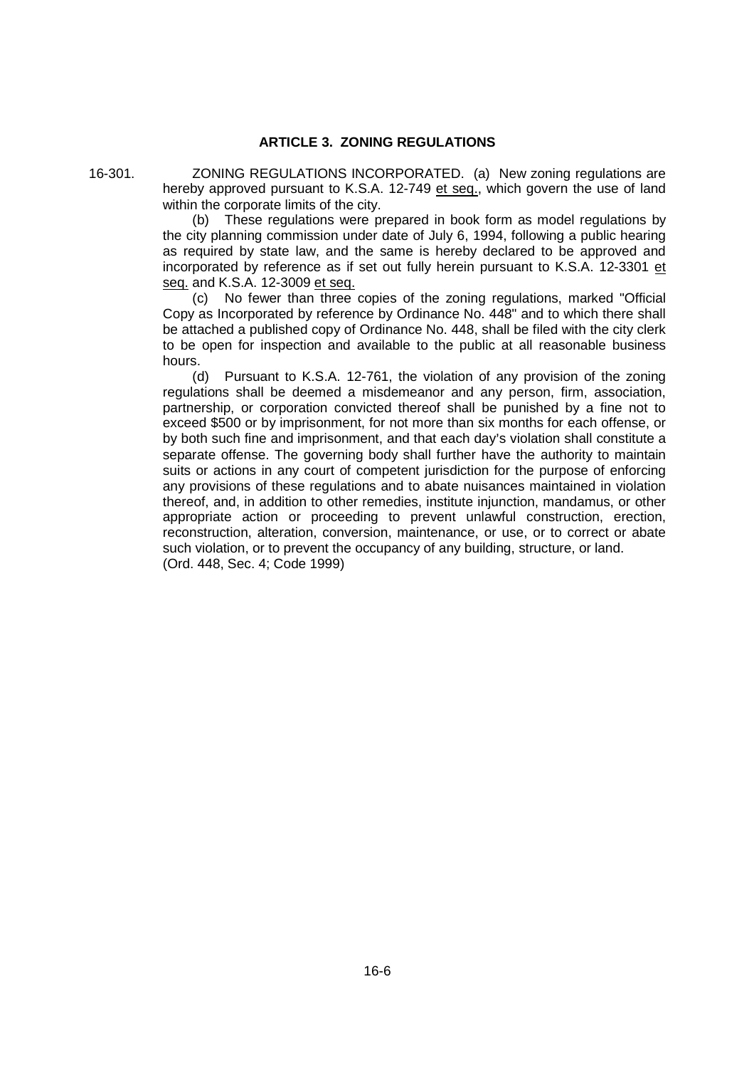## ARTICLE 3. ZONING REGULATIONS

16-301. ZONING REGULATIONS INCORPORATED. (a) New zoning regulations are hereby approved pursuant to K.S.A. 12-749 et seq., which govern the use of land within the corporate limits of the city.

(b) These regulations were prepared in book form as model regulations by the city planning commission under date of July 6, 1994, following a public hearing as required by state law, and the same is hereby declared to be approved and incorporated by reference as if set out fully herein pursuant to K.S.A. 12-3301 et seq. and K.S.A. 12-3009 et seq.

(c) No fewer than three copies of the zoning regulations, marked "Official Copy as Incorporated by reference by Ordinance No. 448" and to which there shall be attached a published copy of Ordinance No. 448, shall be filed with the city clerk to be open for inspection and available to the public at all reasonable business hours.

(d) Pursuant to K.S.A. 12-761, the violation of any provision of the zoning regulations shall be deemed a misdemeanor and any person, firm, association, partnership, or corporation convicted thereof shall be punished by a fine not to exceed $500 or by imprisonment, for not more than six months for each offense, or by both such fine and imprisonment, and that each day's violation shall constitute a separate offense. The governing body shall further have the authority to maintain suits or actions in any court of competent jurisdiction for the purpose of enforcing any provisions of these regulations and to abate nuisances maintained in violation thereof, and, in addition to other remedies, institute injunction, mandamus, or other appropriate action or proceeding to prevent unlawful construction, erection, reconstruction, alteration, conversion, maintenance, or use, or to correct or abate such violation, or to prevent the occupancy of any building, structure, or land.
(Ord. 448, Sec. 4; Code 1999)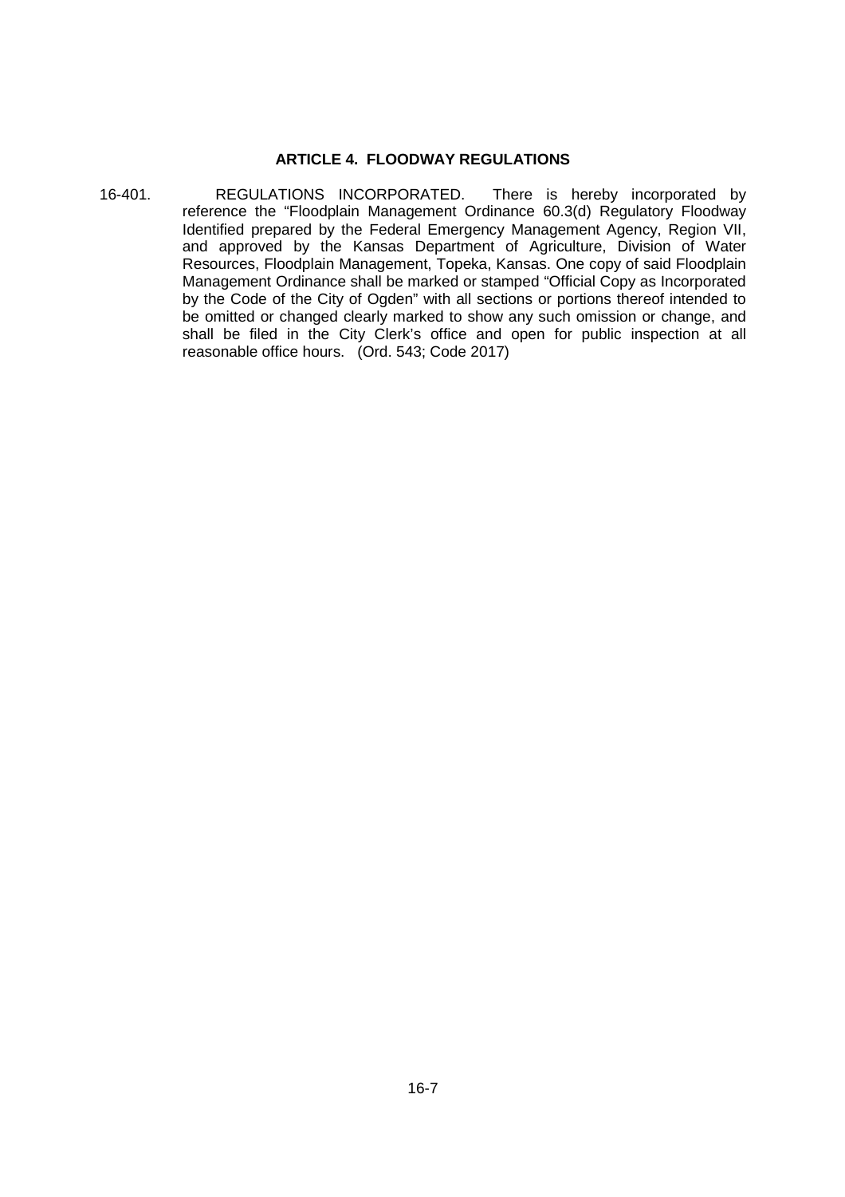## ARTICLE 4. FLOODWAY REGULATIONS

16-401. REGULATIONS INCORPORATED. There is hereby incorporated by reference the "Floodplain Management Ordinance 60.3(d) Regulatory Floodway Identified prepared by the Federal Emergency Management Agency, Region VII, and approved by the Kansas Department of Agriculture, Division of Water Resources, Floodplain Management, Topeka, Kansas. One copy of said Floodplain Management Ordinance shall be marked or stamped "Official Copy as Incorporated by the Code of the City of Ogden" with all sections or portions thereof intended to be omitted or changed clearly marked to show any such omission or change, and shall be filed in the City Clerk's office and open for public inspection at all reasonable office hours. (Ord. 543; Code 2017)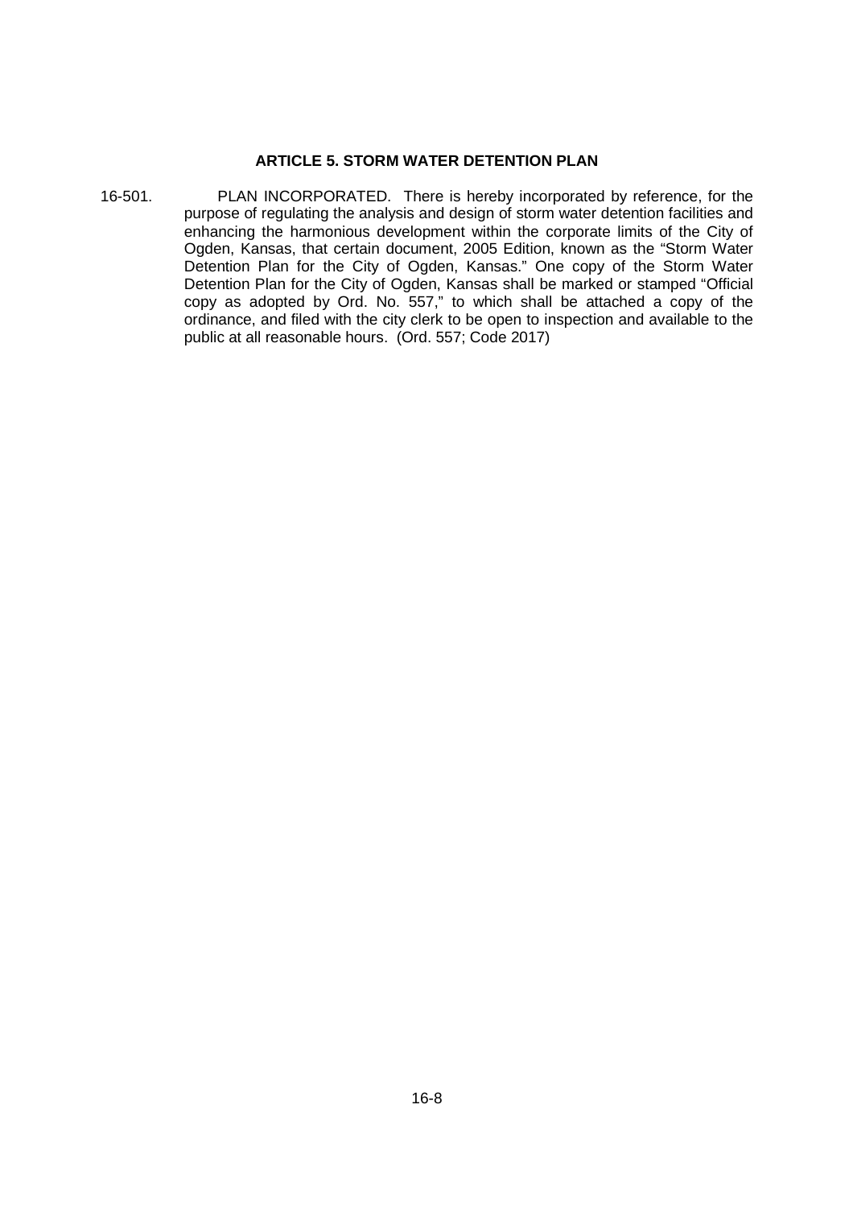## ARTICLE 5. STORM WATER DETENTION PLAN

16-501. PLAN INCORPORATED. There is hereby incorporated by reference, for the purpose of regulating the analysis and design of storm water detention facilities and enhancing the harmonious development within the corporate limits of the City of Ogden, Kansas, that certain document, 2005 Edition, known as the "Storm Water Detention Plan for the City of Ogden, Kansas." One copy of the Storm Water Detention Plan for the City of Ogden, Kansas shall be marked or stamped "Official copy as adopted by Ord. No. 557," to which shall be attached a copy of the ordinance, and filed with the city clerk to be open to inspection and available to the public at all reasonable hours. (Ord. 557; Code 2017)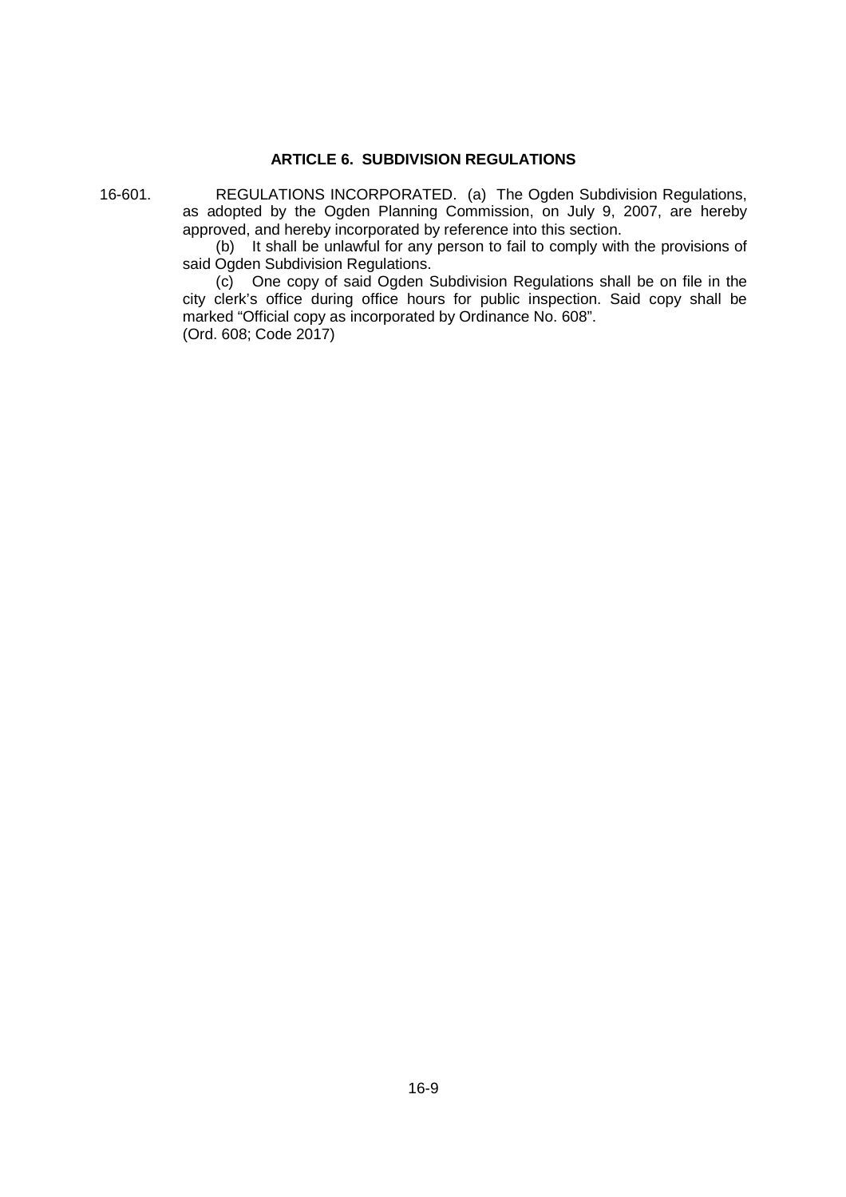## ARTICLE 6. SUBDIVISION REGULATIONS

16-601. REGULATIONS INCORPORATED. (a) The Ogden Subdivision Regulations, as adopted by the Ogden Planning Commission, on July 9, 2007, are hereby approved, and hereby incorporated by reference into this section.

(b) It shall be unlawful for any person to fail to comply with the provisions of said Ogden Subdivision Regulations.

(c) One copy of said Ogden Subdivision Regulations shall be on file in the city clerk's office during office hours for public inspection. Said copy shall be marked "Official copy as incorporated by Ordinance No. 608".

(Ord. 608; Code 2017)